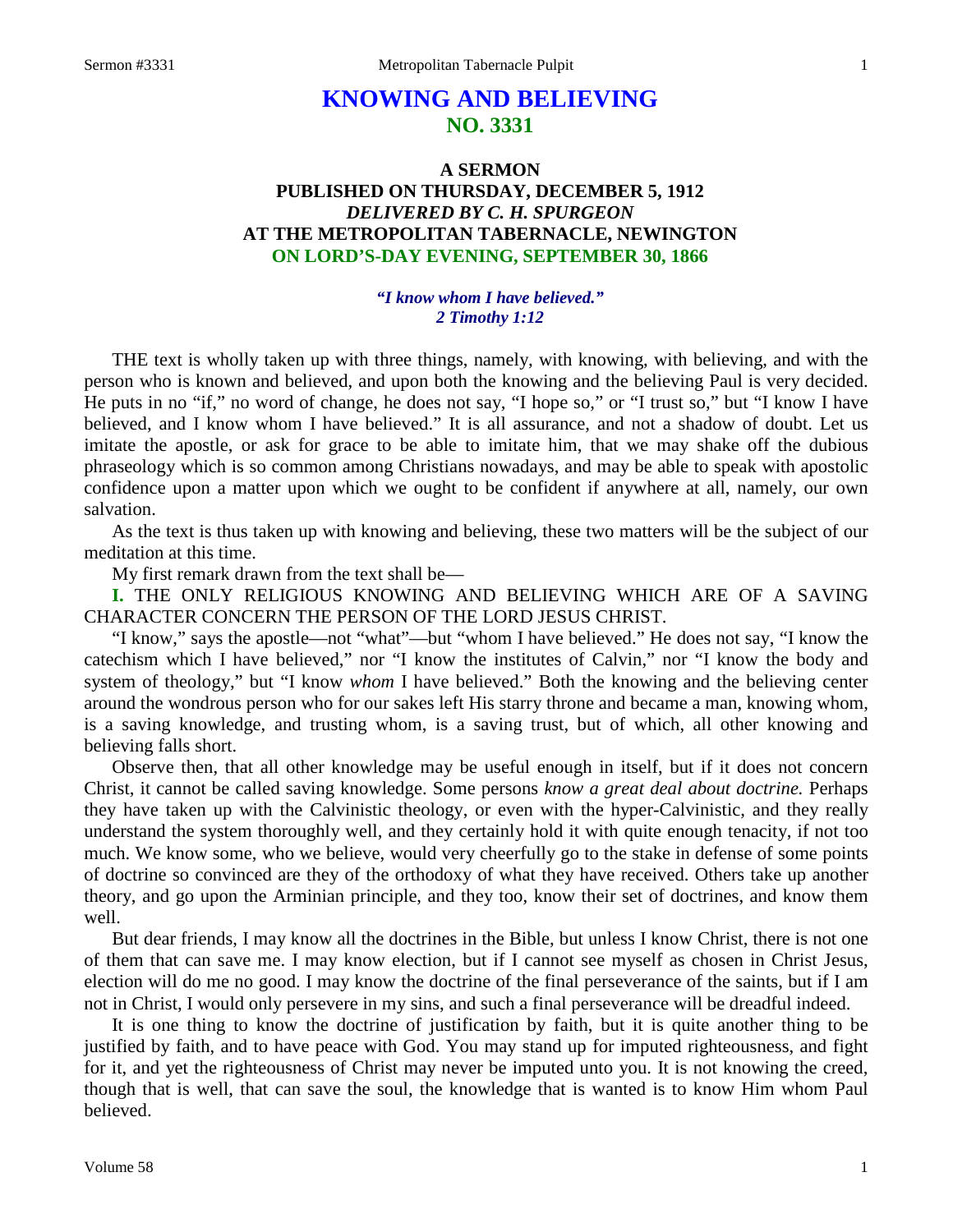# KNOWING AND BELIEVING
## NO. 3331

### A SERMON
### PUBLISHED ON THURSDAY, DECEMBER 5, 1912
### *DELIVERED BY C. H. SPURGEON*
### AT THE METROPOLITAN TABERNACLE, NEWINGTON
### ON LORD'S-DAY EVENING, SEPTEMBER 30, 1866

***"I know whom I have believed."***
***2 Timothy 1:12***

THE text is wholly taken up with three things, namely, with knowing, with believing, and with the person who is known and believed, and upon both the knowing and the believing Paul is very decided. He puts in no "if," no word of change, he does not say, "I hope so," or "I trust so," but "I know I have believed, and I know whom I have believed." It is all assurance, and not a shadow of doubt. Let us imitate the apostle, or ask for grace to be able to imitate him, that we may shake off the dubious phraseology which is so common among Christians nowadays, and may be able to speak with apostolic confidence upon a matter upon which we ought to be confident if anywhere at all, namely, our own salvation.

As the text is thus taken up with knowing and believing, these two matters will be the subject of our meditation at this time.

My first remark drawn from the text shall be—

**I.** THE ONLY RELIGIOUS KNOWING AND BELIEVING WHICH ARE OF A SAVING CHARACTER CONCERN THE PERSON OF THE LORD JESUS CHRIST.

"I know," says the apostle—not "what"—but "whom I have believed." He does not say, "I know the catechism which I have believed," nor "I know the institutes of Calvin," nor "I know the body and system of theology," but "I know *whom* I have believed." Both the knowing and the believing center around the wondrous person who for our sakes left His starry throne and became a man, knowing whom, is a saving knowledge, and trusting whom, is a saving trust, but of which, all other knowing and believing falls short.

Observe then, that all other knowledge may be useful enough in itself, but if it does not concern Christ, it cannot be called saving knowledge. Some persons *know a great deal about doctrine.* Perhaps they have taken up with the Calvinistic theology, or even with the hyper-Calvinistic, and they really understand the system thoroughly well, and they certainly hold it with quite enough tenacity, if not too much. We know some, who we believe, would very cheerfully go to the stake in defense of some points of doctrine so convinced are they of the orthodoxy of what they have received. Others take up another theory, and go upon the Arminian principle, and they too, know their set of doctrines, and know them well.

But dear friends, I may know all the doctrines in the Bible, but unless I know Christ, there is not one of them that can save me. I may know election, but if I cannot see myself as chosen in Christ Jesus, election will do me no good. I may know the doctrine of the final perseverance of the saints, but if I am not in Christ, I would only persevere in my sins, and such a final perseverance will be dreadful indeed.

It is one thing to know the doctrine of justification by faith, but it is quite another thing to be justified by faith, and to have peace with God. You may stand up for imputed righteousness, and fight for it, and yet the righteousness of Christ may never be imputed unto you. It is not knowing the creed, though that is well, that can save the soul, the knowledge that is wanted is to know Him whom Paul believed.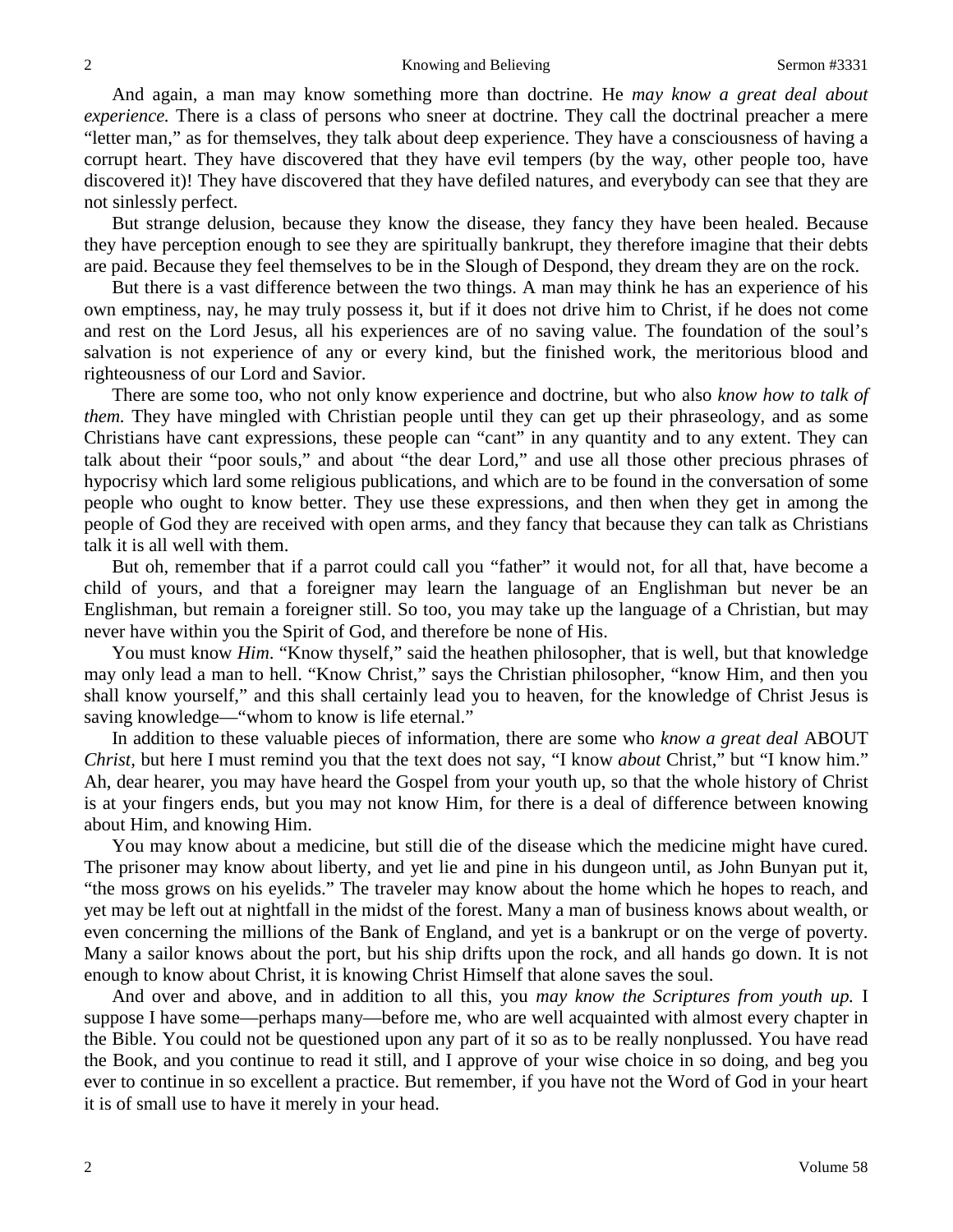And again, a man may know something more than doctrine. He *may know a great deal about experience.* There is a class of persons who sneer at doctrine. They call the doctrinal preacher a mere "letter man," as for themselves, they talk about deep experience. They have a consciousness of having a corrupt heart. They have discovered that they have evil tempers (by the way, other people too, have discovered it)! They have discovered that they have defiled natures, and everybody can see that they are not sinlessly perfect.

But strange delusion, because they know the disease, they fancy they have been healed. Because they have perception enough to see they are spiritually bankrupt, they therefore imagine that their debts are paid. Because they feel themselves to be in the Slough of Despond, they dream they are on the rock.

But there is a vast difference between the two things. A man may think he has an experience of his own emptiness, nay, he may truly possess it, but if it does not drive him to Christ, if he does not come and rest on the Lord Jesus, all his experiences are of no saving value. The foundation of the soul's salvation is not experience of any or every kind, but the finished work, the meritorious blood and righteousness of our Lord and Savior.

There are some too, who not only know experience and doctrine, but who also *know how to talk of them.* They have mingled with Christian people until they can get up their phraseology, and as some Christians have cant expressions, these people can "cant" in any quantity and to any extent. They can talk about their "poor souls," and about "the dear Lord," and use all those other precious phrases of hypocrisy which lard some religious publications, and which are to be found in the conversation of some people who ought to know better. They use these expressions, and then when they get in among the people of God they are received with open arms, and they fancy that because they can talk as Christians talk it is all well with them.

But oh, remember that if a parrot could call you "father" it would not, for all that, have become a child of yours, and that a foreigner may learn the language of an Englishman but never be an Englishman, but remain a foreigner still. So too, you may take up the language of a Christian, but may never have within you the Spirit of God, and therefore be none of His.

You must know *Him*. "Know thyself," said the heathen philosopher, that is well, but that knowledge may only lead a man to hell. "Know Christ," says the Christian philosopher, "know Him, and then you shall know yourself," and this shall certainly lead you to heaven, for the knowledge of Christ Jesus is saving knowledge—"whom to know is life eternal."

In addition to these valuable pieces of information, there are some who *know a great deal* ABOUT *Christ,* but here I must remind you that the text does not say, "I know *about* Christ," but "I know him." Ah, dear hearer, you may have heard the Gospel from your youth up, so that the whole history of Christ is at your fingers ends, but you may not know Him, for there is a deal of difference between knowing about Him, and knowing Him.

You may know about a medicine, but still die of the disease which the medicine might have cured. The prisoner may know about liberty, and yet lie and pine in his dungeon until, as John Bunyan put it, "the moss grows on his eyelids." The traveler may know about the home which he hopes to reach, and yet may be left out at nightfall in the midst of the forest. Many a man of business knows about wealth, or even concerning the millions of the Bank of England, and yet is a bankrupt or on the verge of poverty. Many a sailor knows about the port, but his ship drifts upon the rock, and all hands go down. It is not enough to know about Christ, it is knowing Christ Himself that alone saves the soul.

And over and above, and in addition to all this, you *may know the Scriptures from youth up.* I suppose I have some—perhaps many—before me, who are well acquainted with almost every chapter in the Bible. You could not be questioned upon any part of it so as to be really nonplussed. You have read the Book, and you continue to read it still, and I approve of your wise choice in so doing, and beg you ever to continue in so excellent a practice. But remember, if you have not the Word of God in your heart it is of small use to have it merely in your head.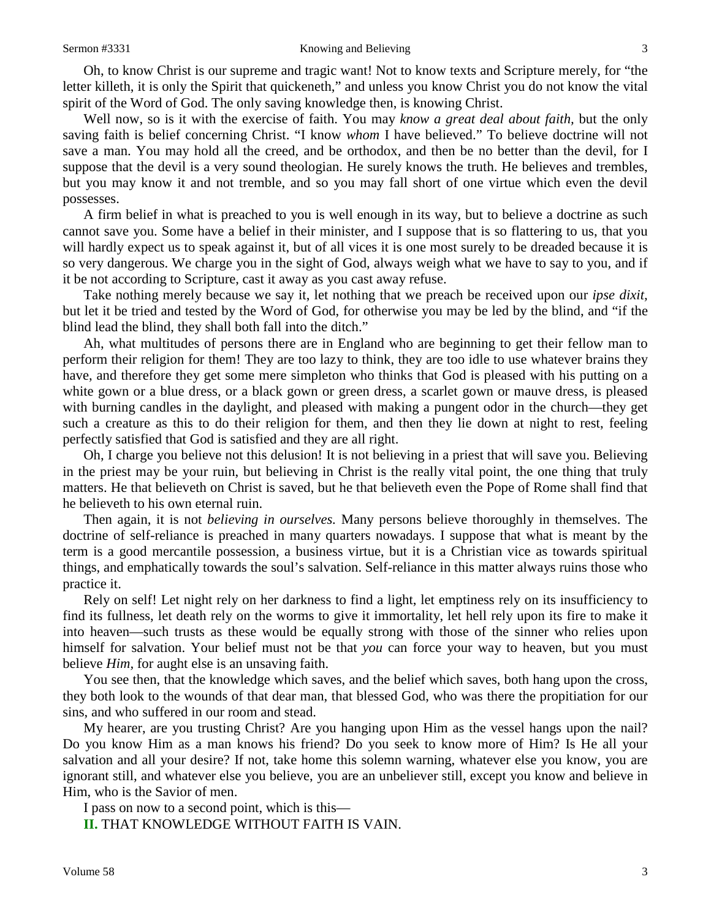Oh, to know Christ is our supreme and tragic want! Not to know texts and Scripture merely, for "the letter killeth, it is only the Spirit that quickeneth," and unless you know Christ you do not know the vital spirit of the Word of God. The only saving knowledge then, is knowing Christ.

Well now, so is it with the exercise of faith. You may *know a great deal about faith,* but the only saving faith is belief concerning Christ. "I know *whom* I have believed." To believe doctrine will not save a man. You may hold all the creed, and be orthodox, and then be no better than the devil, for I suppose that the devil is a very sound theologian. He surely knows the truth. He believes and trembles, but you may know it and not tremble, and so you may fall short of one virtue which even the devil possesses.

A firm belief in what is preached to you is well enough in its way, but to believe a doctrine as such cannot save you. Some have a belief in their minister, and I suppose that is so flattering to us, that you will hardly expect us to speak against it, but of all vices it is one most surely to be dreaded because it is so very dangerous. We charge you in the sight of God, always weigh what we have to say to you, and if it be not according to Scripture, cast it away as you cast away refuse.

Take nothing merely because we say it, let nothing that we preach be received upon our *ipse dixit,* but let it be tried and tested by the Word of God, for otherwise you may be led by the blind, and "if the blind lead the blind, they shall both fall into the ditch."

Ah, what multitudes of persons there are in England who are beginning to get their fellow man to perform their religion for them! They are too lazy to think, they are too idle to use whatever brains they have, and therefore they get some mere simpleton who thinks that God is pleased with his putting on a white gown or a blue dress, or a black gown or green dress, a scarlet gown or mauve dress, is pleased with burning candles in the daylight, and pleased with making a pungent odor in the church—they get such a creature as this to do their religion for them, and then they lie down at night to rest, feeling perfectly satisfied that God is satisfied and they are all right.

Oh, I charge you believe not this delusion! It is not believing in a priest that will save you. Believing in the priest may be your ruin, but believing in Christ is the really vital point, the one thing that truly matters. He that believeth on Christ is saved, but he that believeth even the Pope of Rome shall find that he believeth to his own eternal ruin.

Then again, it is not *believing in ourselves.* Many persons believe thoroughly in themselves. The doctrine of self-reliance is preached in many quarters nowadays. I suppose that what is meant by the term is a good mercantile possession, a business virtue, but it is a Christian vice as towards spiritual things, and emphatically towards the soul's salvation. Self-reliance in this matter always ruins those who practice it.

Rely on self! Let night rely on her darkness to find a light, let emptiness rely on its insufficiency to find its fullness, let death rely on the worms to give it immortality, let hell rely upon its fire to make it into heaven—such trusts as these would be equally strong with those of the sinner who relies upon himself for salvation. Your belief must not be that *you* can force your way to heaven, but you must believe *Him,* for aught else is an unsaving faith.

You see then, that the knowledge which saves, and the belief which saves, both hang upon the cross, they both look to the wounds of that dear man, that blessed God, who was there the propitiation for our sins, and who suffered in our room and stead.

My hearer, are you trusting Christ? Are you hanging upon Him as the vessel hangs upon the nail? Do you know Him as a man knows his friend? Do you seek to know more of Him? Is He all your salvation and all your desire? If not, take home this solemn warning, whatever else you know, you are ignorant still, and whatever else you believe, you are an unbeliever still, except you know and believe in Him, who is the Savior of men.

I pass on now to a second point, which is this—

**II.** THAT KNOWLEDGE WITHOUT FAITH IS VAIN.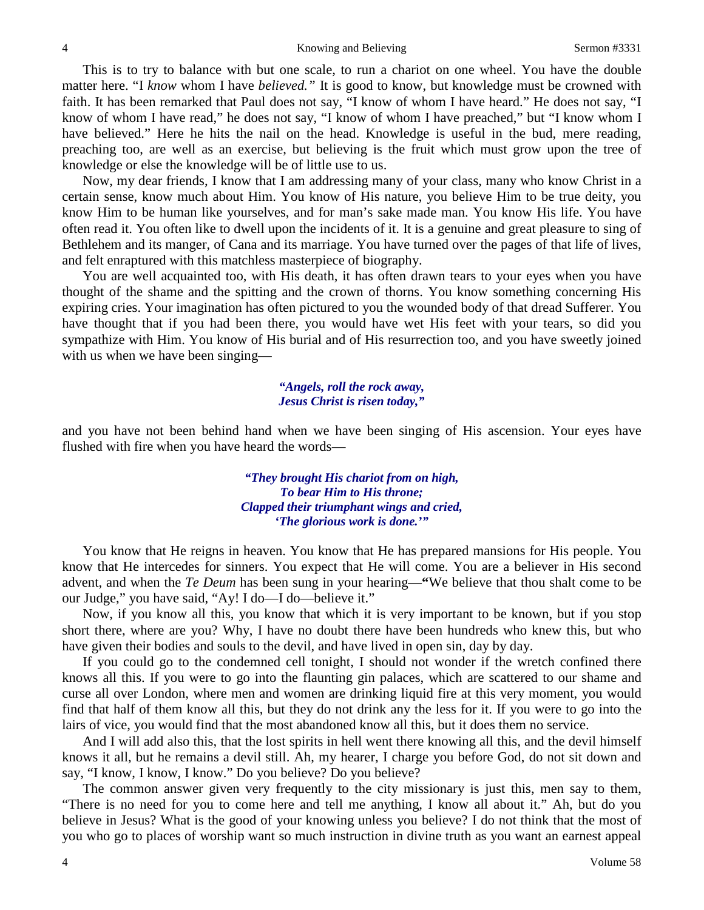This is to try to balance with but one scale, to run a chariot on one wheel. You have the double matter here. "I *know* whom I have *believed."* It is good to know, but knowledge must be crowned with faith. It has been remarked that Paul does not say, "I know of whom I have heard." He does not say, "I know of whom I have read," he does not say, "I know of whom I have preached," but "I know whom I have believed." Here he hits the nail on the head. Knowledge is useful in the bud, mere reading, preaching too, are well as an exercise, but believing is the fruit which must grow upon the tree of knowledge or else the knowledge will be of little use to us.

Now, my dear friends, I know that I am addressing many of your class, many who know Christ in a certain sense, know much about Him. You know of His nature, you believe Him to be true deity, you know Him to be human like yourselves, and for man's sake made man. You know His life. You have often read it. You often like to dwell upon the incidents of it. It is a genuine and great pleasure to sing of Bethlehem and its manger, of Cana and its marriage. You have turned over the pages of that life of lives, and felt enraptured with this matchless masterpiece of biography.

You are well acquainted too, with His death, it has often drawn tears to your eyes when you have thought of the shame and the spitting and the crown of thorns. You know something concerning His expiring cries. Your imagination has often pictured to you the wounded body of that dread Sufferer. You have thought that if you had been there, you would have wet His feet with your tears, so did you sympathize with Him. You know of His burial and of His resurrection too, and you have sweetly joined with us when we have been singing—

> ***"Angels, roll the rock away,***
> ***Jesus Christ is risen today,"***

and you have not been behind hand when we have been singing of His ascension. Your eyes have flushed with fire when you have heard the words—

> ***"They brought His chariot from on high,***
> ***To bear Him to His throne;***
> ***Clapped their triumphant wings and cried,***
> ***'The glorious work is done.'"***

You know that He reigns in heaven. You know that He has prepared mansions for His people. You know that He intercedes for sinners. You expect that He will come. You are a believer in His second advent, and when the *Te Deum* has been sung in your hearing—**"**We believe that thou shalt come to be our Judge," you have said, "Ay! I do—I do—believe it."

Now, if you know all this, you know that which it is very important to be known, but if you stop short there, where are you? Why, I have no doubt there have been hundreds who knew this, but who have given their bodies and souls to the devil, and have lived in open sin, day by day.

If you could go to the condemned cell tonight, I should not wonder if the wretch confined there knows all this. If you were to go into the flaunting gin palaces, which are scattered to our shame and curse all over London, where men and women are drinking liquid fire at this very moment, you would find that half of them know all this, but they do not drink any the less for it. If you were to go into the lairs of vice, you would find that the most abandoned know all this, but it does them no service.

And I will add also this, that the lost spirits in hell went there knowing all this, and the devil himself knows it all, but he remains a devil still. Ah, my hearer, I charge you before God, do not sit down and say, "I know, I know, I know." Do you believe? Do you believe?

The common answer given very frequently to the city missionary is just this, men say to them, "There is no need for you to come here and tell me anything, I know all about it." Ah, but do you believe in Jesus? What is the good of your knowing unless you believe? I do not think that the most of you who go to places of worship want so much instruction in divine truth as you want an earnest appeal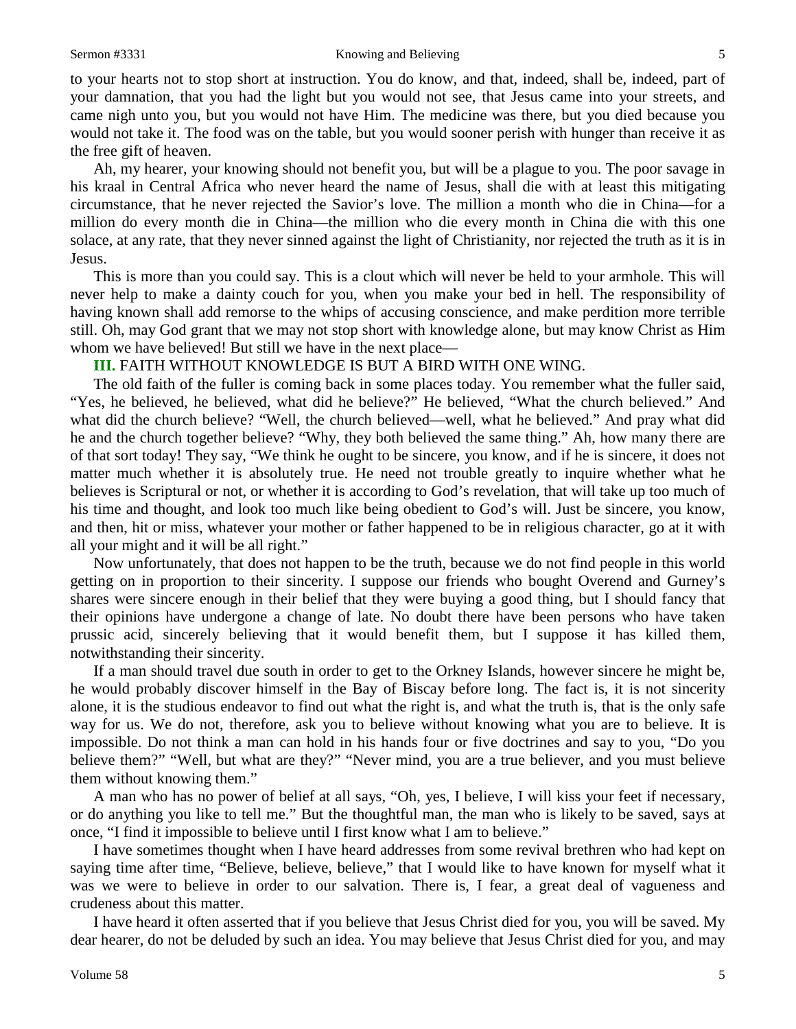to your hearts not to stop short at instruction. You do know, and that, indeed, shall be, indeed, part of your damnation, that you had the light but you would not see, that Jesus came into your streets, and came nigh unto you, but you would not have Him. The medicine was there, but you died because you would not take it. The food was on the table, but you would sooner perish with hunger than receive it as the free gift of heaven.

Ah, my hearer, your knowing should not benefit you, but will be a plague to you. The poor savage in his kraal in Central Africa who never heard the name of Jesus, shall die with at least this mitigating circumstance, that he never rejected the Savior's love. The million a month who die in China—for a million do every month die in China—the million who die every month in China die with this one solace, at any rate, that they never sinned against the light of Christianity, nor rejected the truth as it is in Jesus.

This is more than you could say. This is a clout which will never be held to your armhole. This will never help to make a dainty couch for you, when you make your bed in hell. The responsibility of having known shall add remorse to the whips of accusing conscience, and make perdition more terrible still. Oh, may God grant that we may not stop short with knowledge alone, but may know Christ as Him whom we have believed! But still we have in the next place—

**III.** FAITH WITHOUT KNOWLEDGE IS BUT A BIRD WITH ONE WING.

The old faith of the fuller is coming back in some places today. You remember what the fuller said, "Yes, he believed, he believed, what did he believe?" He believed, "What the church believed." And what did the church believe? "Well, the church believed—well, what he believed." And pray what did he and the church together believe? "Why, they both believed the same thing." Ah, how many there are of that sort today! They say, "We think he ought to be sincere, you know, and if he is sincere, it does not matter much whether it is absolutely true. He need not trouble greatly to inquire whether what he believes is Scriptural or not, or whether it is according to God's revelation, that will take up too much of his time and thought, and look too much like being obedient to God's will. Just be sincere, you know, and then, hit or miss, whatever your mother or father happened to be in religious character, go at it with all your might and it will be all right."

Now unfortunately, that does not happen to be the truth, because we do not find people in this world getting on in proportion to their sincerity. I suppose our friends who bought Overend and Gurney's shares were sincere enough in their belief that they were buying a good thing, but I should fancy that their opinions have undergone a change of late. No doubt there have been persons who have taken prussic acid, sincerely believing that it would benefit them, but I suppose it has killed them, notwithstanding their sincerity.

If a man should travel due south in order to get to the Orkney Islands, however sincere he might be, he would probably discover himself in the Bay of Biscay before long. The fact is, it is not sincerity alone, it is the studious endeavor to find out what the right is, and what the truth is, that is the only safe way for us. We do not, therefore, ask you to believe without knowing what you are to believe. It is impossible. Do not think a man can hold in his hands four or five doctrines and say to you, "Do you believe them?" "Well, but what are they?" "Never mind, you are a true believer, and you must believe them without knowing them."

A man who has no power of belief at all says, "Oh, yes, I believe, I will kiss your feet if necessary, or do anything you like to tell me." But the thoughtful man, the man who is likely to be saved, says at once, "I find it impossible to believe until I first know what I am to believe."

I have sometimes thought when I have heard addresses from some revival brethren who had kept on saying time after time, "Believe, believe, believe," that I would like to have known for myself what it was we were to believe in order to our salvation. There is, I fear, a great deal of vagueness and crudeness about this matter.

I have heard it often asserted that if you believe that Jesus Christ died for you, you will be saved. My dear hearer, do not be deluded by such an idea. You may believe that Jesus Christ died for you, and may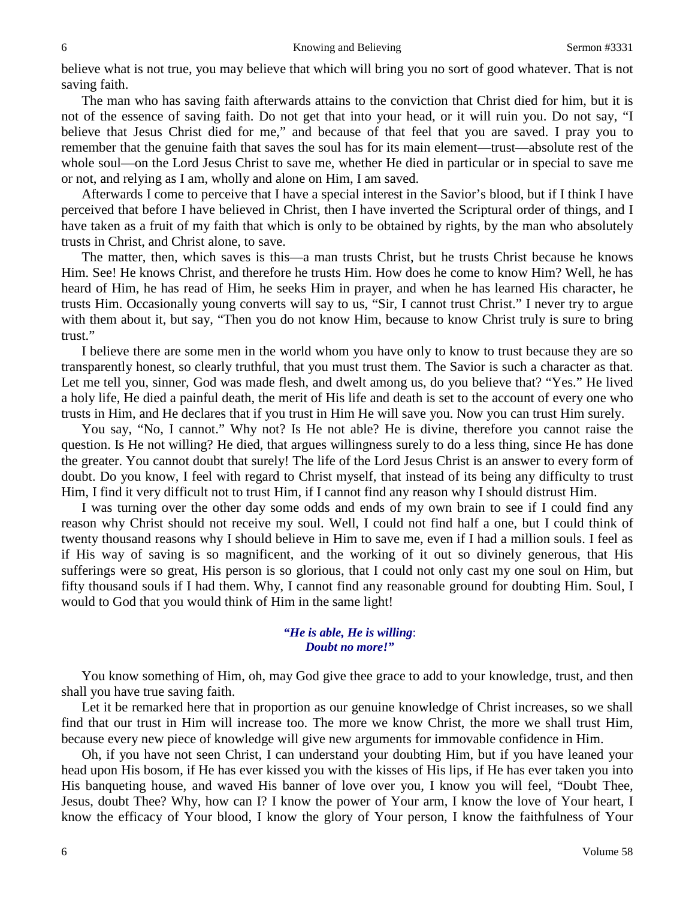believe what is not true, you may believe that which will bring you no sort of good whatever. That is not saving faith.

The man who has saving faith afterwards attains to the conviction that Christ died for him, but it is not of the essence of saving faith. Do not get that into your head, or it will ruin you. Do not say, "I believe that Jesus Christ died for me," and because of that feel that you are saved. I pray you to remember that the genuine faith that saves the soul has for its main element—trust—absolute rest of the whole soul—on the Lord Jesus Christ to save me, whether He died in particular or in special to save me or not, and relying as I am, wholly and alone on Him, I am saved.

Afterwards I come to perceive that I have a special interest in the Savior's blood, but if I think I have perceived that before I have believed in Christ, then I have inverted the Scriptural order of things, and I have taken as a fruit of my faith that which is only to be obtained by rights, by the man who absolutely trusts in Christ, and Christ alone, to save.

The matter, then, which saves is this—a man trusts Christ, but he trusts Christ because he knows Him. See! He knows Christ, and therefore he trusts Him. How does he come to know Him? Well, he has heard of Him, he has read of Him, he seeks Him in prayer, and when he has learned His character, he trusts Him. Occasionally young converts will say to us, "Sir, I cannot trust Christ." I never try to argue with them about it, but say, "Then you do not know Him, because to know Christ truly is sure to bring trust."

I believe there are some men in the world whom you have only to know to trust because they are so transparently honest, so clearly truthful, that you must trust them. The Savior is such a character as that. Let me tell you, sinner, God was made flesh, and dwelt among us, do you believe that? "Yes." He lived a holy life, He died a painful death, the merit of His life and death is set to the account of every one who trusts in Him, and He declares that if you trust in Him He will save you. Now you can trust Him surely.

You say, "No, I cannot." Why not? Is He not able? He is divine, therefore you cannot raise the question. Is He not willing? He died, that argues willingness surely to do a less thing, since He has done the greater. You cannot doubt that surely! The life of the Lord Jesus Christ is an answer to every form of doubt. Do you know, I feel with regard to Christ myself, that instead of its being any difficulty to trust Him, I find it very difficult not to trust Him, if I cannot find any reason why I should distrust Him.

I was turning over the other day some odds and ends of my own brain to see if I could find any reason why Christ should not receive my soul. Well, I could not find half a one, but I could think of twenty thousand reasons why I should believe in Him to save me, even if I had a million souls. I feel as if His way of saving is so magnificent, and the working of it out so divinely generous, that His sufferings were so great, His person is so glorious, that I could not only cast my one soul on Him, but fifty thousand souls if I had them. Why, I cannot find any reasonable ground for doubting Him. Soul, I would to God that you would think of Him in the same light!

***"He is able, He is willing*: *Doubt no more!"***

You know something of Him, oh, may God give thee grace to add to your knowledge, trust, and then shall you have true saving faith.

Let it be remarked here that in proportion as our genuine knowledge of Christ increases, so we shall find that our trust in Him will increase too. The more we know Christ, the more we shall trust Him, because every new piece of knowledge will give new arguments for immovable confidence in Him.

Oh, if you have not seen Christ, I can understand your doubting Him, but if you have leaned your head upon His bosom, if He has ever kissed you with the kisses of His lips, if He has ever taken you into His banqueting house, and waved His banner of love over you, I know you will feel, "Doubt Thee, Jesus, doubt Thee? Why, how can I? I know the power of Your arm, I know the love of Your heart, I know the efficacy of Your blood, I know the glory of Your person, I know the faithfulness of Your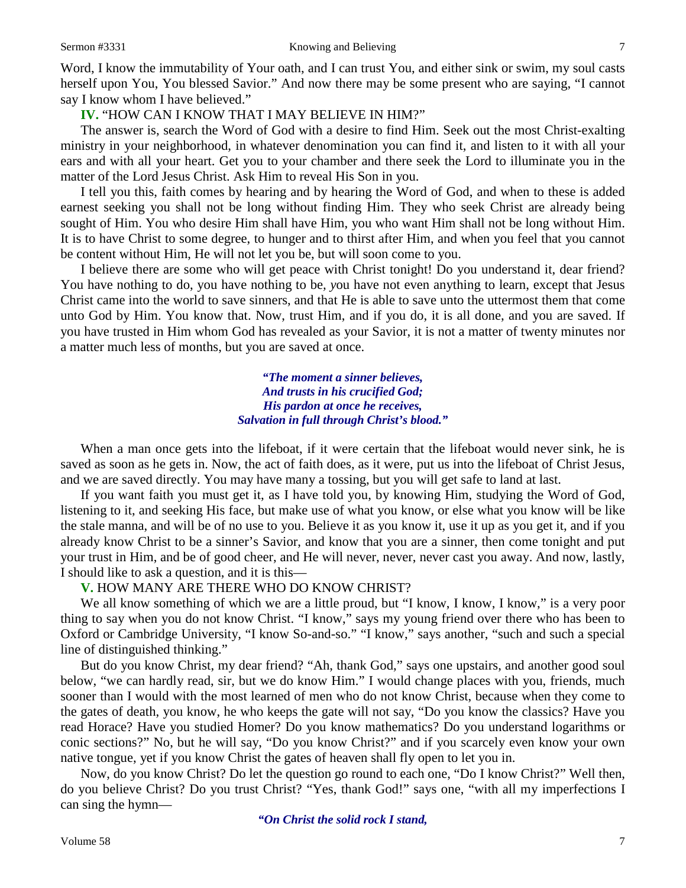Word, I know the immutability of Your oath, and I can trust You, and either sink or swim, my soul casts herself upon You, You blessed Savior." And now there may be some present who are saying, "I cannot say I know whom I have believed."

**IV.** "HOW CAN I KNOW THAT I MAY BELIEVE IN HIM?"

The answer is, search the Word of God with a desire to find Him. Seek out the most Christ-exalting ministry in your neighborhood, in whatever denomination you can find it, and listen to it with all your ears and with all your heart. Get you to your chamber and there seek the Lord to illuminate you in the matter of the Lord Jesus Christ. Ask Him to reveal His Son in you.

I tell you this, faith comes by hearing and by hearing the Word of God, and when to these is added earnest seeking you shall not be long without finding Him. They who seek Christ are already being sought of Him. You who desire Him shall have Him, you who want Him shall not be long without Him. It is to have Christ to some degree, to hunger and to thirst after Him, and when you feel that you cannot be content without Him, He will not let you be, but will soon come to you.

I believe there are some who will get peace with Christ tonight! Do you understand it, dear friend? You have nothing to do, you have nothing to be, *y*ou have not even anything to learn, except that Jesus Christ came into the world to save sinners, and that He is able to save unto the uttermost them that come unto God by Him. You know that. Now, trust Him, and if you do, it is all done, and you are saved. If you have trusted in Him whom God has revealed as your Savior, it is not a matter of twenty minutes nor a matter much less of months, but you are saved at once.

> ***"The moment a sinner believes,***
> ***And trusts in his crucified God;***
> ***His pardon at once he receives,***
> ***Salvation in full through Christ's blood."***

When a man once gets into the lifeboat, if it were certain that the lifeboat would never sink, he is saved as soon as he gets in. Now, the act of faith does, as it were, put us into the lifeboat of Christ Jesus, and we are saved directly. You may have many a tossing, but you will get safe to land at last.

If you want faith you must get it, as I have told you, by knowing Him, studying the Word of God, listening to it, and seeking His face, but make use of what you know, or else what you know will be like the stale manna, and will be of no use to you. Believe it as you know it, use it up as you get it, and if you already know Christ to be a sinner's Savior, and know that you are a sinner, then come tonight and put your trust in Him, and be of good cheer, and He will never, never, never cast you away. And now, lastly, I should like to ask a question, and it is this—

**V.** HOW MANY ARE THERE WHO DO KNOW CHRIST?

We all know something of which we are a little proud, but "I know, I know, I know," is a very poor thing to say when you do not know Christ. "I know," says my young friend over there who has been to Oxford or Cambridge University, "I know So-and-so." "I know," says another, "such and such a special line of distinguished thinking."

But do you know Christ, my dear friend? "Ah, thank God," says one upstairs, and another good soul below, "we can hardly read, sir, but we do know Him." I would change places with you, friends, much sooner than I would with the most learned of men who do not know Christ, because when they come to the gates of death, you know, he who keeps the gate will not say, "Do you know the classics? Have you read Horace? Have you studied Homer? Do you know mathematics? Do you understand logarithms or conic sections?" No, but he will say, "Do you know Christ?" and if you scarcely even know your own native tongue, yet if you know Christ the gates of heaven shall fly open to let you in.

Now, do you know Christ? Do let the question go round to each one, "Do I know Christ?" Well then, do you believe Christ? Do you trust Christ? "Yes, thank God!" says one, "with all my imperfections I can sing the hymn—

> ***"On Christ the solid rock I stand,***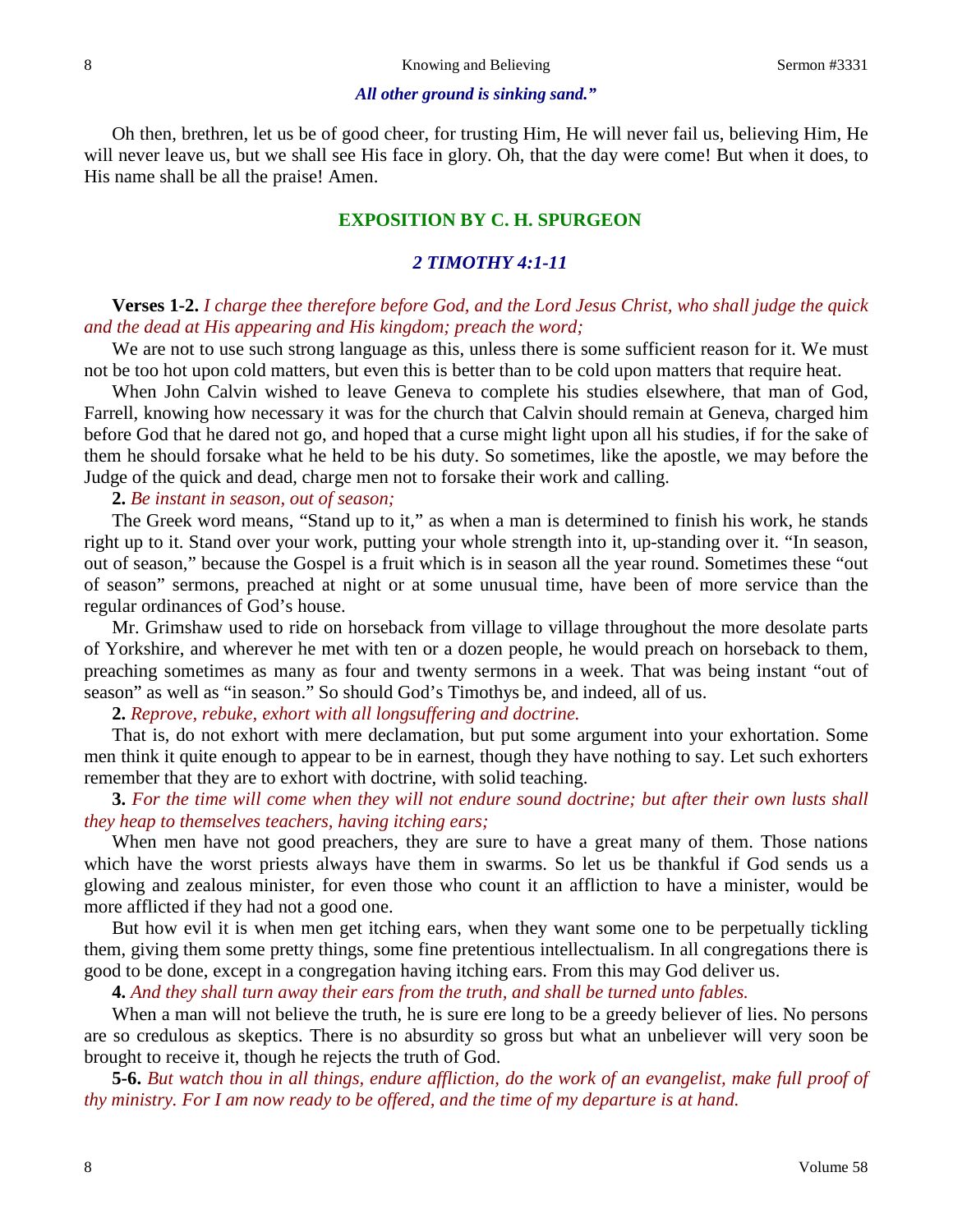***All other ground is sinking sand."***

Oh then, brethren, let us be of good cheer, for trusting Him, He will never fail us, believing Him, He will never leave us, but we shall see His face in glory. Oh, that the day were come! But when it does, to His name shall be all the praise! Amen.

## EXPOSITION BY C. H. SPURGEON

### *2 TIMOTHY 4:1-11*

**Verses 1-2.** *I charge thee therefore before God, and the Lord Jesus Christ, who shall judge the quick and the dead at His appearing and His kingdom; preach the word;*

We are not to use such strong language as this, unless there is some sufficient reason for it. We must not be too hot upon cold matters, but even this is better than to be cold upon matters that require heat.

When John Calvin wished to leave Geneva to complete his studies elsewhere, that man of God, Farrell, knowing how necessary it was for the church that Calvin should remain at Geneva, charged him before God that he dared not go, and hoped that a curse might light upon all his studies, if for the sake of them he should forsake what he held to be his duty. So sometimes, like the apostle, we may before the Judge of the quick and dead, charge men not to forsake their work and calling.

**2.** *Be instant in season, out of season;*

The Greek word means, "Stand up to it," as when a man is determined to finish his work, he stands right up to it. Stand over your work, putting your whole strength into it, up-standing over it. "In season, out of season," because the Gospel is a fruit which is in season all the year round. Sometimes these "out of season" sermons, preached at night or at some unusual time, have been of more service than the regular ordinances of God's house.

Mr. Grimshaw used to ride on horseback from village to village throughout the more desolate parts of Yorkshire, and wherever he met with ten or a dozen people, he would preach on horseback to them, preaching sometimes as many as four and twenty sermons in a week. That was being instant "out of season" as well as "in season." So should God's Timothys be, and indeed, all of us.

**2.** *Reprove, rebuke, exhort with all longsuffering and doctrine.*

That is, do not exhort with mere declamation, but put some argument into your exhortation. Some men think it quite enough to appear to be in earnest, though they have nothing to say. Let such exhorters remember that they are to exhort with doctrine, with solid teaching.

**3.** *For the time will come when they will not endure sound doctrine; but after their own lusts shall they heap to themselves teachers, having itching ears;*

When men have not good preachers, they are sure to have a great many of them. Those nations which have the worst priests always have them in swarms. So let us be thankful if God sends us a glowing and zealous minister, for even those who count it an affliction to have a minister, would be more afflicted if they had not a good one.

But how evil it is when men get itching ears, when they want some one to be perpetually tickling them, giving them some pretty things, some fine pretentious intellectualism. In all congregations there is good to be done, except in a congregation having itching ears. From this may God deliver us.

**4.** *And they shall turn away their ears from the truth, and shall be turned unto fables.*

When a man will not believe the truth, he is sure ere long to be a greedy believer of lies. No persons are so credulous as skeptics. There is no absurdity so gross but what an unbeliever will very soon be brought to receive it, though he rejects the truth of God.

**5-6.** *But watch thou in all things, endure affliction, do the work of an evangelist, make full proof of thy ministry. For I am now ready to be offered, and the time of my departure is at hand.*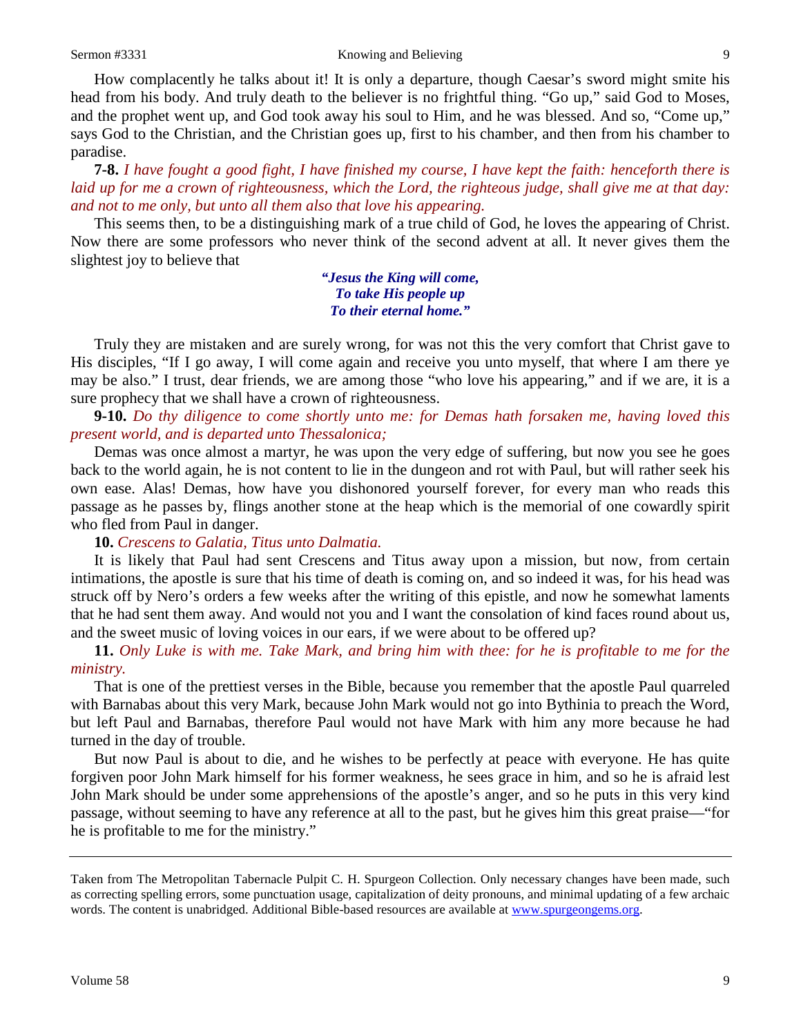How complacently he talks about it! It is only a departure, though Caesar's sword might smite his head from his body. And truly death to the believer is no frightful thing. "Go up," said God to Moses, and the prophet went up, and God took away his soul to Him, and he was blessed. And so, "Come up," says God to the Christian, and the Christian goes up, first to his chamber, and then from his chamber to paradise.

**7-8.** *I have fought a good fight, I have finished my course, I have kept the faith: henceforth there is laid up for me a crown of righteousness, which the Lord, the righteous judge, shall give me at that day: and not to me only, but unto all them also that love his appearing.*

This seems then, to be a distinguishing mark of a true child of God, he loves the appearing of Christ. Now there are some professors who never think of the second advent at all. It never gives them the slightest joy to believe that

> ***"Jesus the King will come,***
> ***To take His people up***
> ***To their eternal home."***

Truly they are mistaken and are surely wrong, for was not this the very comfort that Christ gave to His disciples, "If I go away, I will come again and receive you unto myself, that where I am there ye may be also." I trust, dear friends, we are among those "who love his appearing," and if we are, it is a sure prophecy that we shall have a crown of righteousness.

**9-10.** *Do thy diligence to come shortly unto me: for Demas hath forsaken me, having loved this present world, and is departed unto Thessalonica;*

Demas was once almost a martyr, he was upon the very edge of suffering, but now you see he goes back to the world again, he is not content to lie in the dungeon and rot with Paul, but will rather seek his own ease. Alas! Demas, how have you dishonored yourself forever, for every man who reads this passage as he passes by, flings another stone at the heap which is the memorial of one cowardly spirit who fled from Paul in danger.

**10.** *Crescens to Galatia, Titus unto Dalmatia.*

It is likely that Paul had sent Crescens and Titus away upon a mission, but now, from certain intimations, the apostle is sure that his time of death is coming on, and so indeed it was, for his head was struck off by Nero's orders a few weeks after the writing of this epistle, and now he somewhat laments that he had sent them away. And would not you and I want the consolation of kind faces round about us, and the sweet music of loving voices in our ears, if we were about to be offered up?

**11.** *Only Luke is with me. Take Mark, and bring him with thee: for he is profitable to me for the ministry.*

That is one of the prettiest verses in the Bible, because you remember that the apostle Paul quarreled with Barnabas about this very Mark, because John Mark would not go into Bythinia to preach the Word, but left Paul and Barnabas, therefore Paul would not have Mark with him any more because he had turned in the day of trouble.

But now Paul is about to die, and he wishes to be perfectly at peace with everyone. He has quite forgiven poor John Mark himself for his former weakness, he sees grace in him, and so he is afraid lest John Mark should be under some apprehensions of the apostle's anger, and so he puts in this very kind passage, without seeming to have any reference at all to the past, but he gives him this great praise—"for he is profitable to me for the ministry."

---

Taken from The Metropolitan Tabernacle Pulpit C. H. Spurgeon Collection. Only necessary changes have been made, such as correcting spelling errors, some punctuation usage, capitalization of deity pronouns, and minimal updating of a few archaic words. The content is unabridged. Additional Bible-based resources are available at www.spurgeongems.org.